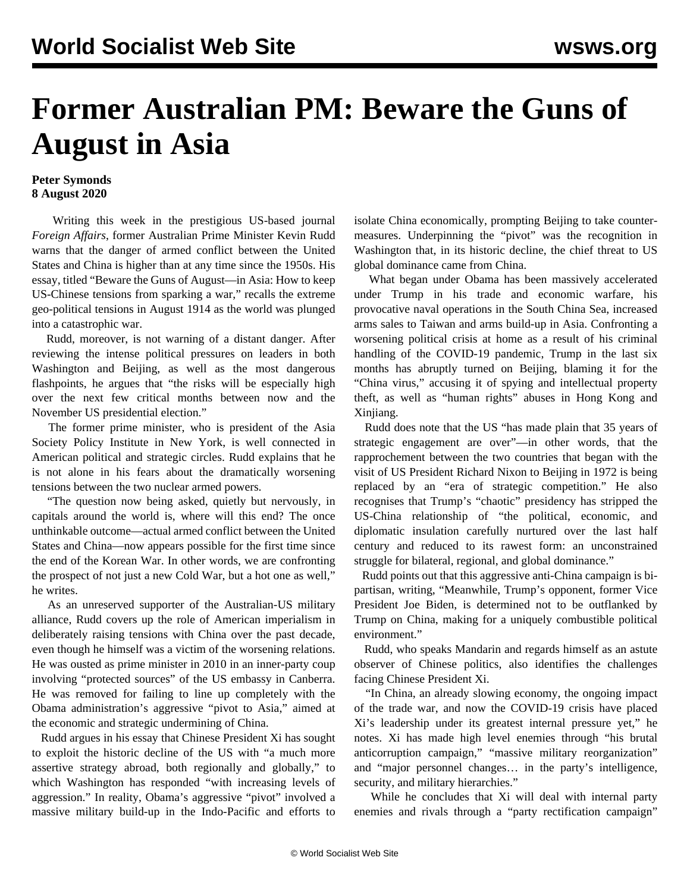# Former Australian PM: Beware the Guns of August in Asia

**Peter Symonds**
**8 August 2020**

Writing this week in the prestigious US-based journal *Foreign Affairs*, former Australian Prime Minister Kevin Rudd warns that the danger of armed conflict between the United States and China is higher than at any time since the 1950s. His essay, titled "Beware the Guns of August—in Asia: How to keep US-Chinese tensions from sparking a war," recalls the extreme geo-political tensions in August 1914 as the world was plunged into a catastrophic war.

Rudd, moreover, is not warning of a distant danger. After reviewing the intense political pressures on leaders in both Washington and Beijing, as well as the most dangerous flashpoints, he argues that "the risks will be especially high over the next few critical months between now and the November US presidential election."

The former prime minister, who is president of the Asia Society Policy Institute in New York, is well connected in American political and strategic circles. Rudd explains that he is not alone in his fears about the dramatically worsening tensions between the two nuclear armed powers.

"The question now being asked, quietly but nervously, in capitals around the world is, where will this end? The once unthinkable outcome—actual armed conflict between the United States and China—now appears possible for the first time since the end of the Korean War. In other words, we are confronting the prospect of not just a new Cold War, but a hot one as well," he writes.

As an unreserved supporter of the Australian-US military alliance, Rudd covers up the role of American imperialism in deliberately raising tensions with China over the past decade, even though he himself was a victim of the worsening relations. He was ousted as prime minister in 2010 in an inner-party coup involving "protected sources" of the US embassy in Canberra. He was removed for failing to line up completely with the Obama administration's aggressive "pivot to Asia," aimed at the economic and strategic undermining of China.

Rudd argues in his essay that Chinese President Xi has sought to exploit the historic decline of the US with "a much more assertive strategy abroad, both regionally and globally," to which Washington has responded "with increasing levels of aggression." In reality, Obama's aggressive "pivot" involved a massive military build-up in the Indo-Pacific and efforts to isolate China economically, prompting Beijing to take counter-measures. Underpinning the "pivot" was the recognition in Washington that, in its historic decline, the chief threat to US global dominance came from China.

What began under Obama has been massively accelerated under Trump in his trade and economic warfare, his provocative naval operations in the South China Sea, increased arms sales to Taiwan and arms build-up in Asia. Confronting a worsening political crisis at home as a result of his criminal handling of the COVID-19 pandemic, Trump in the last six months has abruptly turned on Beijing, blaming it for the "China virus," accusing it of spying and intellectual property theft, as well as "human rights" abuses in Hong Kong and Xinjiang.

Rudd does note that the US "has made plain that 35 years of strategic engagement are over"—in other words, that the rapprochement between the two countries that began with the visit of US President Richard Nixon to Beijing in 1972 is being replaced by an "era of strategic competition." He also recognises that Trump's "chaotic" presidency has stripped the US-China relationship of "the political, economic, and diplomatic insulation carefully nurtured over the last half century and reduced to its rawest form: an unconstrained struggle for bilateral, regional, and global dominance."

Rudd points out that this aggressive anti-China campaign is bi-partisan, writing, "Meanwhile, Trump's opponent, former Vice President Joe Biden, is determined not to be outflanked by Trump on China, making for a uniquely combustible political environment."

Rudd, who speaks Mandarin and regards himself as an astute observer of Chinese politics, also identifies the challenges facing Chinese President Xi.

"In China, an already slowing economy, the ongoing impact of the trade war, and now the COVID-19 crisis have placed Xi's leadership under its greatest internal pressure yet," he notes. Xi has made high level enemies through "his brutal anticorruption campaign," "massive military reorganization" and "major personnel changes… in the party's intelligence, security, and military hierarchies."

While he concludes that Xi will deal with internal party enemies and rivals through a "party rectification campaign"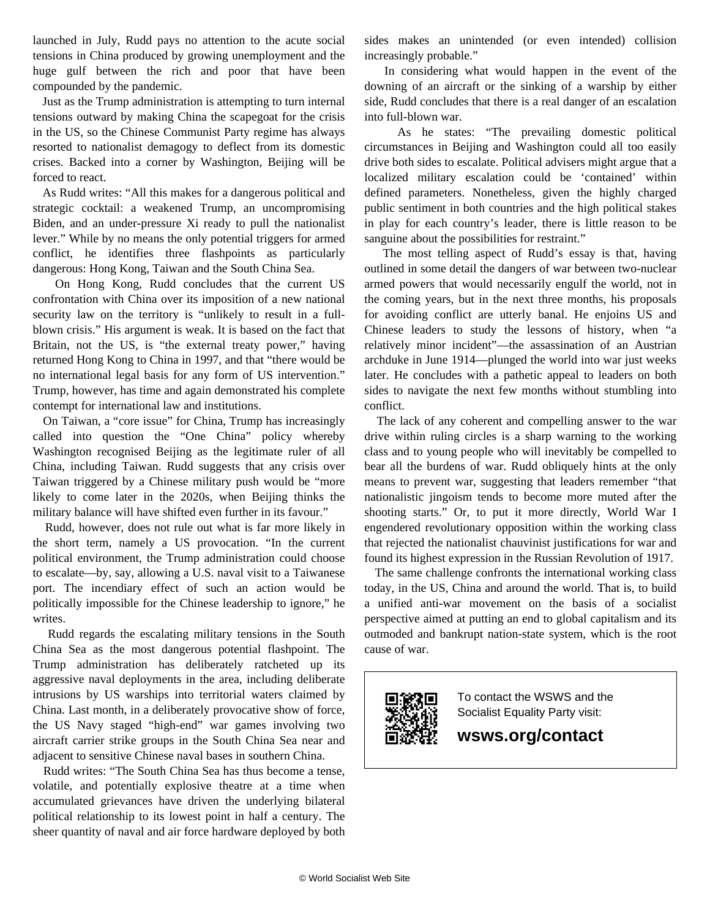launched in July, Rudd pays no attention to the acute social tensions in China produced by growing unemployment and the huge gulf between the rich and poor that have been compounded by the pandemic.

Just as the Trump administration is attempting to turn internal tensions outward by making China the scapegoat for the crisis in the US, so the Chinese Communist Party regime has always resorted to nationalist demagogy to deflect from its domestic crises. Backed into a corner by Washington, Beijing will be forced to react.

As Rudd writes: "All this makes for a dangerous political and strategic cocktail: a weakened Trump, an uncompromising Biden, and an under-pressure Xi ready to pull the nationalist lever." While by no means the only potential triggers for armed conflict, he identifies three flashpoints as particularly dangerous: Hong Kong, Taiwan and the South China Sea.

On Hong Kong, Rudd concludes that the current US confrontation with China over its imposition of a new national security law on the territory is "unlikely to result in a full-blown crisis." His argument is weak. It is based on the fact that Britain, not the US, is "the external treaty power," having returned Hong Kong to China in 1997, and that "there would be no international legal basis for any form of US intervention." Trump, however, has time and again demonstrated his complete contempt for international law and institutions.

On Taiwan, a "core issue" for China, Trump has increasingly called into question the "One China" policy whereby Washington recognised Beijing as the legitimate ruler of all China, including Taiwan. Rudd suggests that any crisis over Taiwan triggered by a Chinese military push would be "more likely to come later in the 2020s, when Beijing thinks the military balance will have shifted even further in its favour."

Rudd, however, does not rule out what is far more likely in the short term, namely a US provocation. "In the current political environment, the Trump administration could choose to escalate—by, say, allowing a U.S. naval visit to a Taiwanese port. The incendiary effect of such an action would be politically impossible for the Chinese leadership to ignore," he writes.

Rudd regards the escalating military tensions in the South China Sea as the most dangerous potential flashpoint. The Trump administration has deliberately ratcheted up its aggressive naval deployments in the area, including deliberate intrusions by US warships into territorial waters claimed by China. Last month, in a deliberately provocative show of force, the US Navy staged "high-end" war games involving two aircraft carrier strike groups in the South China Sea near and adjacent to sensitive Chinese naval bases in southern China.

Rudd writes: "The South China Sea has thus become a tense, volatile, and potentially explosive theatre at a time when accumulated grievances have driven the underlying bilateral political relationship to its lowest point in half a century. The sheer quantity of naval and air force hardware deployed by both sides makes an unintended (or even intended) collision increasingly probable."

In considering what would happen in the event of the downing of an aircraft or the sinking of a warship by either side, Rudd concludes that there is a real danger of an escalation into full-blown war.

As he states: "The prevailing domestic political circumstances in Beijing and Washington could all too easily drive both sides to escalate. Political advisers might argue that a localized military escalation could be 'contained' within defined parameters. Nonetheless, given the highly charged public sentiment in both countries and the high political stakes in play for each country's leader, there is little reason to be sanguine about the possibilities for restraint."

The most telling aspect of Rudd's essay is that, having outlined in some detail the dangers of war between two-nuclear armed powers that would necessarily engulf the world, not in the coming years, but in the next three months, his proposals for avoiding conflict are utterly banal. He enjoins US and Chinese leaders to study the lessons of history, when "a relatively minor incident"—the assassination of an Austrian archduke in June 1914—plunged the world into war just weeks later. He concludes with a pathetic appeal to leaders on both sides to navigate the next few months without stumbling into conflict.

The lack of any coherent and compelling answer to the war drive within ruling circles is a sharp warning to the working class and to young people who will inevitably be compelled to bear all the burdens of war. Rudd obliquely hints at the only means to prevent war, suggesting that leaders remember "that nationalistic jingoism tends to become more muted after the shooting starts." Or, to put it more directly, World War I engendered revolutionary opposition within the working class that rejected the nationalist chauvinist justifications for war and found its highest expression in the Russian Revolution of 1917.

The same challenge confronts the international working class today, in the US, China and around the world. That is, to build a unified anti-war movement on the basis of a socialist perspective aimed at putting an end to global capitalism and its outmoded and bankrupt nation-state system, which is the root cause of war.

To contact the WSWS and the Socialist Equality Party visit:

**wsws.org/contact**